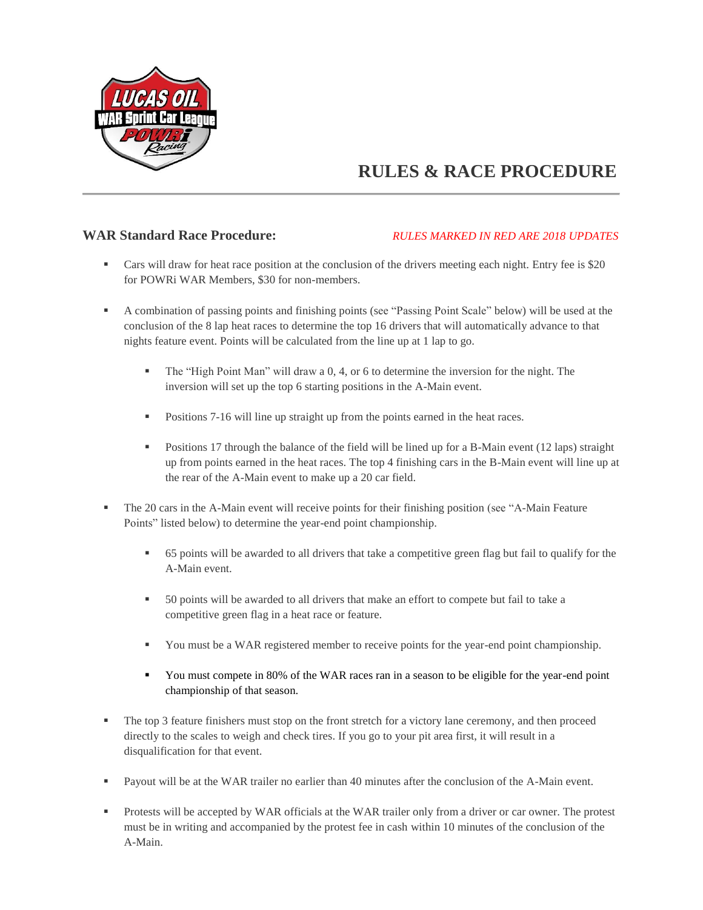# RULES & RACE PROCEDURE

## WAR Standard Race Procedure:

*RULES MARKED IN RED ARE 2018 UPDATES*

- Cars will draw for heat race position at the conclusion of the drivers meeting each night. Entry fee is $20 for POWRi WAR Members, $30 for non-members.
- A combination of passing points and finishing points (see "Passing Point Scale" below) will be used at the conclusion of the 8 lap heat races to determine the top 16 drivers that will automatically advance to that nights feature event. Points will be calculated from the line up at 1 lap to go.
  - The "High Point Man" will draw a 0, 4, or 6 to determine the inversion for the night. The inversion will set up the top 6 starting positions in the A-Main event.
  - Positions 7-16 will line up straight up from the points earned in the heat races.
  - Positions 17 through the balance of the field will be lined up for a B-Main event (12 laps) straight up from points earned in the heat races. The top 4 finishing cars in the B-Main event will line up at the rear of the A-Main event to make up a 20 car field.
- The 20 cars in the A-Main event will receive points for their finishing position (see "A-Main Feature Points" listed below) to determine the year-end point championship.
  - 65 points will be awarded to all drivers that take a competitive green flag but fail to qualify for the A-Main event.
  - 50 points will be awarded to all drivers that make an effort to compete but fail to take a competitive green flag in a heat race or feature.
  - You must be a WAR registered member to receive points for the year-end point championship.
  - You must compete in 80% of the WAR races ran in a season to be eligible for the year-end point championship of that season.
- The top 3 feature finishers must stop on the front stretch for a victory lane ceremony, and then proceed directly to the scales to weigh and check tires. If you go to your pit area first, it will result in a disqualification for that event.
- Payout will be at the WAR trailer no earlier than 40 minutes after the conclusion of the A-Main event.
- Protests will be accepted by WAR officials at the WAR trailer only from a driver or car owner. The protest must be in writing and accompanied by the protest fee in cash within 10 minutes of the conclusion of the A-Main.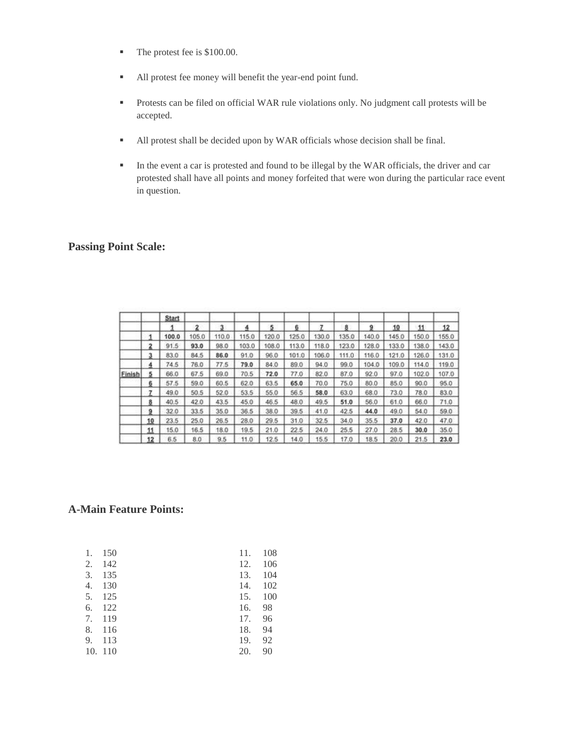- The protest fee is $100.00.
- All protest fee money will benefit the year-end point fund.
- Protests can be filed on official WAR rule violations only. No judgment call protests will be accepted.
- All protest shall be decided upon by WAR officials whose decision shall be final.
- In the event a car is protested and found to be illegal by the WAR officials, the driver and car protested shall have all points and money forfeited that were won during the particular race event in question.

### Passing Point Scale:

| | | Start | | | | | | | | | | | |
|---|---|---|---|---|---|---|---|---|---|---|---|---|---|
| | | 1 | 2 | 3 | 4 | 5 | 6 | 7 | 8 | 9 | 10 | 11 | 12 |
| | 1 | **100.0** | 105.0 | 110.0 | 115.0 | 120.0 | 125.0 | 130.0 | 135.0 | 140.0 | 145.0 | 150.0 | 155.0 |
| | 2 | 91.5 | **93.0** | 98.0 | 103.0 | 108.0 | 113.0 | 118.0 | 123.0 | 128.0 | 133.0 | 138.0 | 143.0 |
| | 3 | 83.0 | 84.5 | **86.0** | 91.0 | 96.0 | 101.0 | 106.0 | 111.0 | 116.0 | 121.0 | 126.0 | 131.0 |
| | 4 | 74.5 | 76.0 | 77.5 | **79.0** | 84.0 | 89.0 | 94.0 | 99.0 | 104.0 | 109.0 | 114.0 | 119.0 |
| Finish | 5 | 66.0 | 67.5 | 69.0 | 70.5 | **72.0** | 77.0 | 82.0 | 87.0 | 92.0 | 97.0 | 102.0 | 107.0 |
| | 6 | 57.5 | 59.0 | 60.5 | 62.0 | 63.5 | **65.0** | 70.0 | 75.0 | 80.0 | 85.0 | 90.0 | 95.0 |
| | 7 | 49.0 | 50.5 | 52.0 | 53.5 | 55.0 | 56.5 | **58.0** | 63.0 | 68.0 | 73.0 | 78.0 | 83.0 |
| | 8 | 40.5 | 42.0 | 43.5 | 45.0 | 46.5 | 48.0 | 49.5 | **51.0** | 56.0 | 61.0 | 66.0 | 71.0 |
| | 9 | 32.0 | 33.5 | 35.0 | 36.5 | 38.0 | 39.5 | 41.0 | 42.5 | **44.0** | 49.0 | 54.0 | 59.0 |
| | 10 | 23.5 | 25.0 | 26.5 | 28.0 | 29.5 | 31.0 | 32.5 | 34.0 | 35.5 | **37.0** | 42.0 | 47.0 |
| | 11 | 15.0 | 16.5 | 18.0 | 19.5 | 21.0 | 22.5 | 24.0 | 25.5 | 27.0 | 28.5 | **30.0** | 35.0 |
| | 12 | 6.5 | 8.0 | 9.5 | 11.0 | 12.5 | 14.0 | 15.5 | 17.0 | 18.5 | 20.0 | 21.5 | **23.0** |

### A-Main Feature Points:

1. 150
2. 142
3. 135
4. 130
5. 125
6. 122
7. 119
8. 116
9. 113
10. 110
11. 108
12. 106
13. 104
14. 102
15. 100
16. 98
17. 96
18. 94
19. 92
20. 90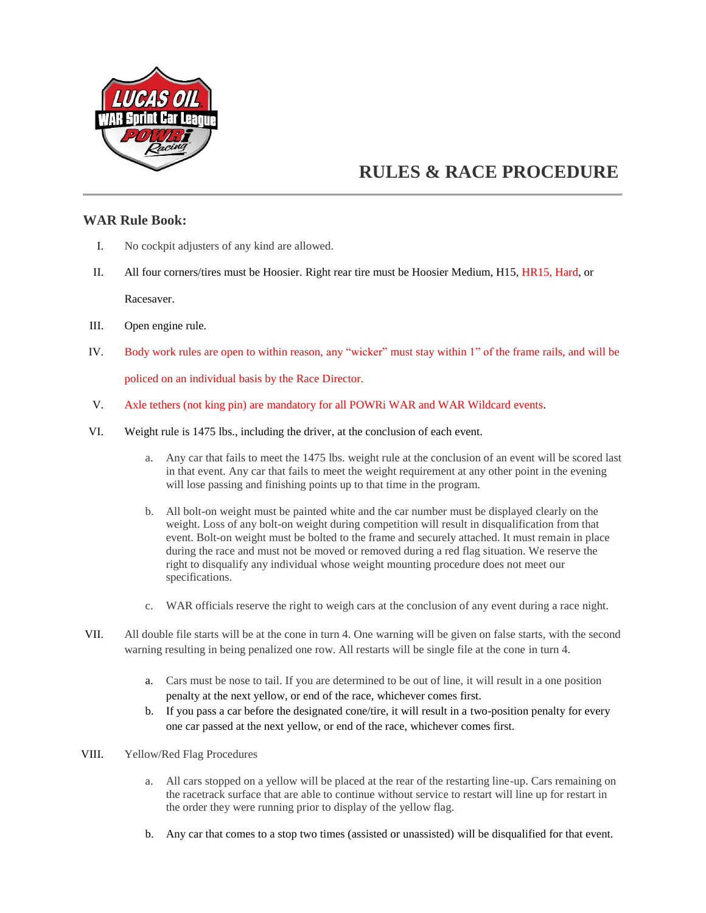# RULES & RACE PROCEDURE

## WAR Rule Book:

I. No cockpit adjusters of any kind are allowed.

II. All four corners/tires must be Hoosier. Right rear tire must be Hoosier Medium, H15, HR15, Hard, or Racesaver.

III. Open engine rule.

IV. Body work rules are open to within reason, any "wicker" must stay within 1" of the frame rails, and will be policed on an individual basis by the Race Director.

V. Axle tethers (not king pin) are mandatory for all POWRi WAR and WAR Wildcard events.

VI. Weight rule is 1475 lbs., including the driver, at the conclusion of each event.

   a. Any car that fails to meet the 1475 lbs. weight rule at the conclusion of an event will be scored last in that event. Any car that fails to meet the weight requirement at any other point in the evening will lose passing and finishing points up to that time in the program.

   b. All bolt-on weight must be painted white and the car number must be displayed clearly on the weight. Loss of any bolt-on weight during competition will result in disqualification from that event. Bolt-on weight must be bolted to the frame and securely attached. It must remain in place during the race and must not be moved or removed during a red flag situation. We reserve the right to disqualify any individual whose weight mounting procedure does not meet our specifications.

   c. WAR officials reserve the right to weigh cars at the conclusion of any event during a race night.

VII. All double file starts will be at the cone in turn 4. One warning will be given on false starts, with the second warning resulting in being penalized one row. All restarts will be single file at the cone in turn 4.

   a. Cars must be nose to tail. If you are determined to be out of line, it will result in a one position penalty at the next yellow, or end of the race, whichever comes first.

   b. If you pass a car before the designated cone/tire, it will result in a two-position penalty for every one car passed at the next yellow, or end of the race, whichever comes first.

VIII. Yellow/Red Flag Procedures

   a. All cars stopped on a yellow will be placed at the rear of the restarting line-up. Cars remaining on the racetrack surface that are able to continue without service to restart will line up for restart in the order they were running prior to display of the yellow flag.

   b. Any car that comes to a stop two times (assisted or unassisted) will be disqualified for that event.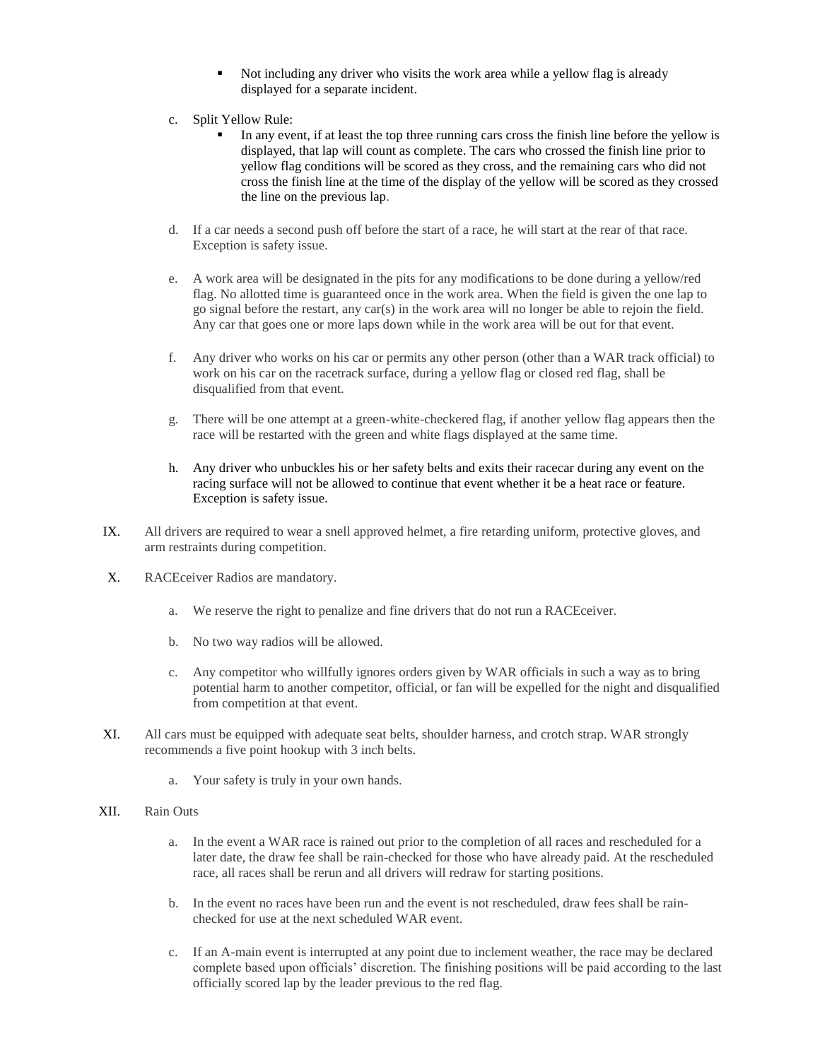- Not including any driver who visits the work area while a yellow flag is already displayed for a separate incident.

c. Split Yellow Rule:
   - In any event, if at least the top three running cars cross the finish line before the yellow is displayed, that lap will count as complete. The cars who crossed the finish line prior to yellow flag conditions will be scored as they cross, and the remaining cars who did not cross the finish line at the time of the display of the yellow will be scored as they crossed the line on the previous lap.

d. If a car needs a second push off before the start of a race, he will start at the rear of that race. Exception is safety issue.

e. A work area will be designated in the pits for any modifications to be done during a yellow/red flag. No allotted time is guaranteed once in the work area. When the field is given the one lap to go signal before the restart, any car(s) in the work area will no longer be able to rejoin the field. Any car that goes one or more laps down while in the work area will be out for that event.

f. Any driver who works on his car or permits any other person (other than a WAR track official) to work on his car on the racetrack surface, during a yellow flag or closed red flag, shall be disqualified from that event.

g. There will be one attempt at a green-white-checkered flag, if another yellow flag appears then the race will be restarted with the green and white flags displayed at the same time.

h. Any driver who unbuckles his or her safety belts and exits their racecar during any event on the racing surface will not be allowed to continue that event whether it be a heat race or feature. Exception is safety issue.

IX. All drivers are required to wear a snell approved helmet, a fire retarding uniform, protective gloves, and arm restraints during competition.

X. RACEceiver Radios are mandatory.

   a. We reserve the right to penalize and fine drivers that do not run a RACEceiver.

   b. No two way radios will be allowed.

   c. Any competitor who willfully ignores orders given by WAR officials in such a way as to bring potential harm to another competitor, official, or fan will be expelled for the night and disqualified from competition at that event.

XI. All cars must be equipped with adequate seat belts, shoulder harness, and crotch strap. WAR strongly recommends a five point hookup with 3 inch belts.

   a. Your safety is truly in your own hands.

XII. Rain Outs

   a. In the event a WAR race is rained out prior to the completion of all races and rescheduled for a later date, the draw fee shall be rain-checked for those who have already paid. At the rescheduled race, all races shall be rerun and all drivers will redraw for starting positions.

   b. In the event no races have been run and the event is not rescheduled, draw fees shall be rain-checked for use at the next scheduled WAR event.

   c. If an A-main event is interrupted at any point due to inclement weather, the race may be declared complete based upon officials' discretion. The finishing positions will be paid according to the last officially scored lap by the leader previous to the red flag.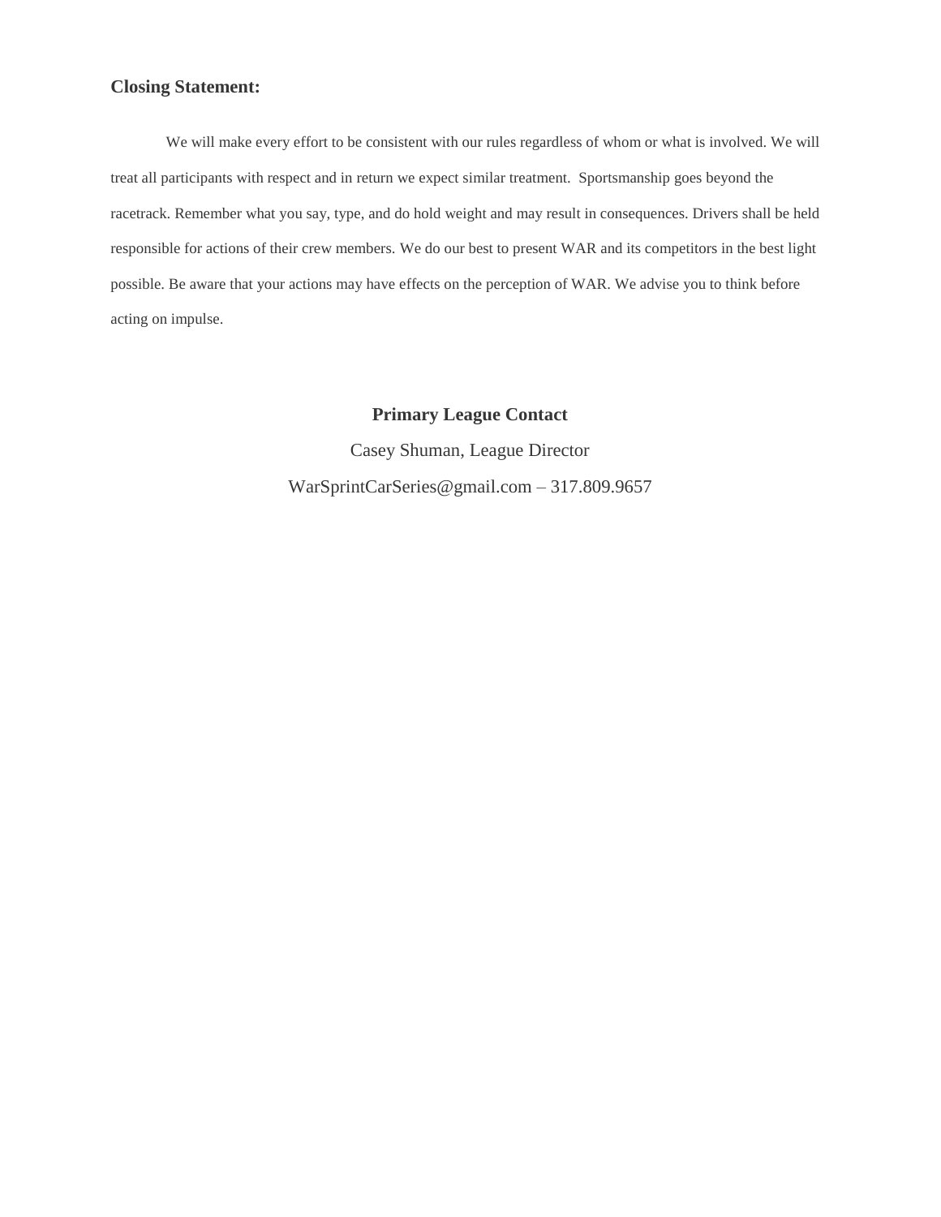## Closing Statement:

We will make every effort to be consistent with our rules regardless of whom or what is involved. We will treat all participants with respect and in return we expect similar treatment. Sportsmanship goes beyond the racetrack. Remember what you say, type, and do hold weight and may result in consequences. Drivers shall be held responsible for actions of their crew members. We do our best to present WAR and its competitors in the best light possible. Be aware that your actions may have effects on the perception of WAR. We advise you to think before acting on impulse.

**Primary League Contact**

Casey Shuman, League Director

WarSprintCarSeries@gmail.com – 317.809.9657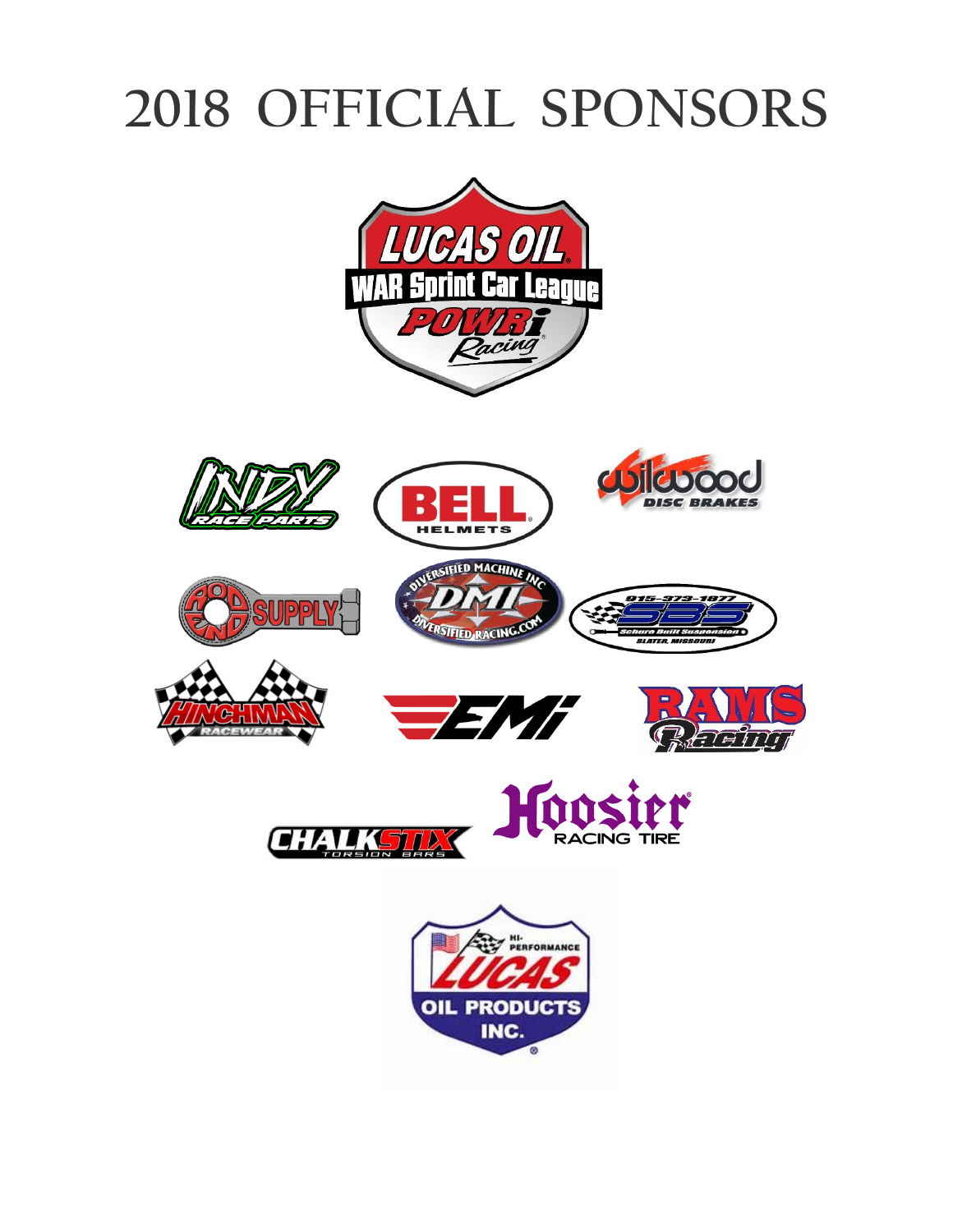# 2018 OFFICIAL SPONSORS